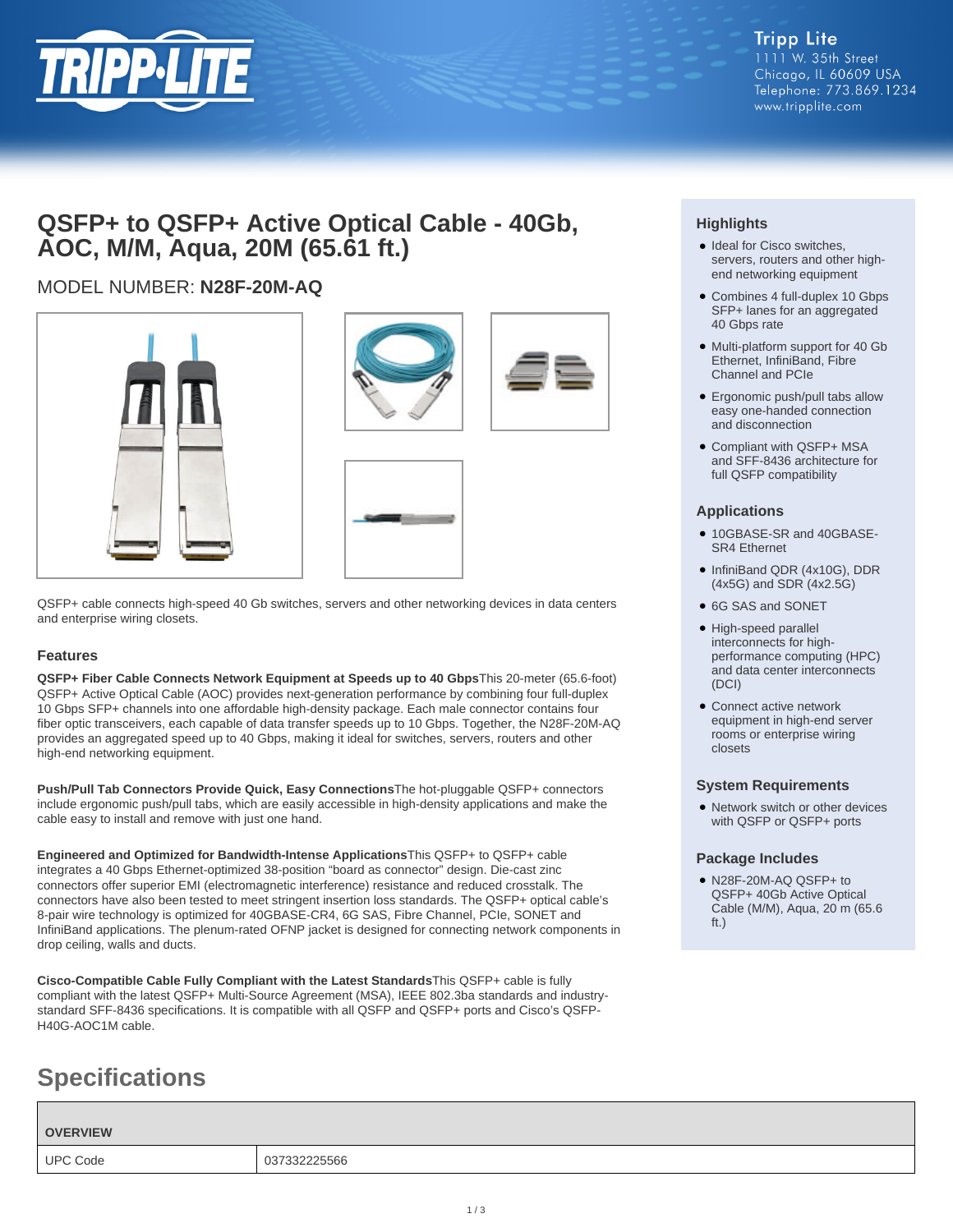# QSFP+ to QSFP+ Active Optical Cable - 40Gb, AOC, M/M, Aqua, 20M (65.61 ft.)

MODEL NUMBER: **N28F-20M-AQ**

QSFP+ cable connects high-speed 40 Gb switches, servers and other networking devices in data centers and enterprise wiring closets.

### Features

**QSFP+ Fiber Cable Connects Network Equipment at Speeds up to 40 Gbps**This 20-meter (65.6-foot) QSFP+ Active Optical Cable (AOC) provides next-generation performance by combining four full-duplex 10 Gbps SFP+ channels into one affordable high-density package. Each male connector contains four fiber optic transceivers, each capable of data transfer speeds up to 10 Gbps. Together, the N28F-20M-AQ provides an aggregated speed up to 40 Gbps, making it ideal for switches, servers, routers and other high-end networking equipment.

**Push/Pull Tab Connectors Provide Quick, Easy Connections**The hot-pluggable QSFP+ connectors include ergonomic push/pull tabs, which are easily accessible in high-density applications and make the cable easy to install and remove with just one hand.

**Engineered and Optimized for Bandwidth-Intense Applications**This QSFP+ to QSFP+ cable integrates a 40 Gbps Ethernet-optimized 38-position "board as connector" design. Die-cast zinc connectors offer superior EMI (electromagnetic interference) resistance and reduced crosstalk. The connectors have also been tested to meet stringent insertion loss standards. The QSFP+ optical cable's 8-pair wire technology is optimized for 40GBASE-CR4, 6G SAS, Fibre Channel, PCIe, SONET and InfiniBand applications. The plenum-rated OFNP jacket is designed for connecting network components in drop ceiling, walls and ducts.

**Cisco-Compatible Cable Fully Compliant with the Latest Standards**This QSFP+ cable is fully compliant with the latest QSFP+ Multi-Source Agreement (MSA), IEEE 802.3ba standards and industry-standard SFF-8436 specifications. It is compatible with all QSFP and QSFP+ ports and Cisco's QSFP-H40G-AOC1M cable.

### Highlights

- Ideal for Cisco switches, servers, routers and other high-end networking equipment
- Combines 4 full-duplex 10 Gbps SFP+ lanes for an aggregated 40 Gbps rate
- Multi-platform support for 40 Gb Ethernet, InfiniBand, Fibre Channel and PCIe
- Ergonomic push/pull tabs allow easy one-handed connection and disconnection
- Compliant with QSFP+ MSA and SFF-8436 architecture for full QSFP compatibility

### Applications

- 10GBASE-SR and 40GBASE-SR4 Ethernet
- InfiniBand QDR (4x10G), DDR (4x5G) and SDR (4x2.5G)
- 6G SAS and SONET
- High-speed parallel interconnects for high-performance computing (HPC) and data center interconnects (DCI)
- Connect active network equipment in high-end server rooms or enterprise wiring closets

### System Requirements

- Network switch or other devices with QSFP or QSFP+ ports

### Package Includes

- N28F-20M-AQ QSFP+ to QSFP+ 40Gb Active Optical Cable (M/M), Aqua, 20 m (65.6 ft.)

## Specifications

| OVERVIEW | |
| --- | --- |
| UPC Code | 037332225566 |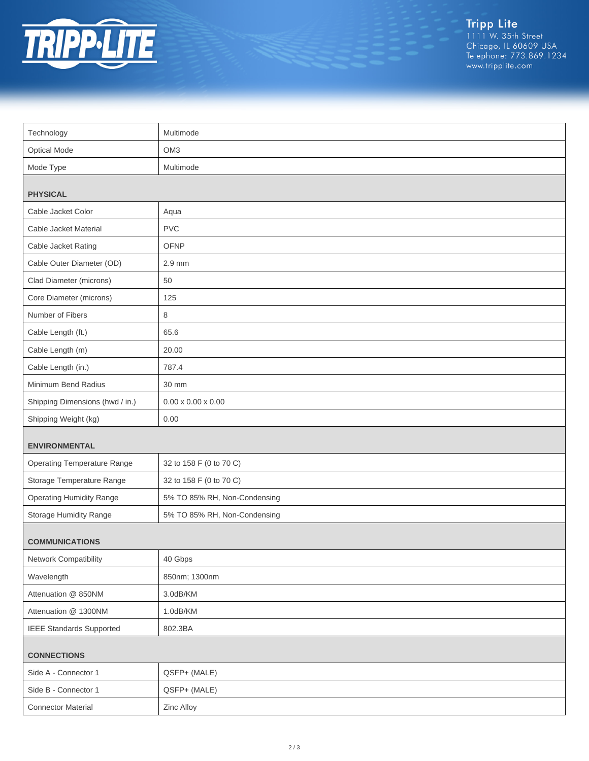| | |
|---|---|
| Technology | Multimode |
| Optical Mode | OM3 |
| Mode Type | Multimode |
| **PHYSICAL** | |
| Cable Jacket Color | Aqua |
| Cable Jacket Material | PVC |
| Cable Jacket Rating | OFNP |
| Cable Outer Diameter (OD) | 2.9 mm |
| Clad Diameter (microns) | 50 |
| Core Diameter (microns) | 125 |
| Number of Fibers | 8 |
| Cable Length (ft.) | 65.6 |
| Cable Length (m) | 20.00 |
| Cable Length (in.) | 787.4 |
| Minimum Bend Radius | 30 mm |
| Shipping Dimensions (hwd / in.) | 0.00 x 0.00 x 0.00 |
| Shipping Weight (kg) | 0.00 |
| **ENVIRONMENTAL** | |
| Operating Temperature Range | 32 to 158 F (0 to 70 C) |
| Storage Temperature Range | 32 to 158 F (0 to 70 C) |
| Operating Humidity Range | 5% TO 85% RH, Non-Condensing |
| Storage Humidity Range | 5% TO 85% RH, Non-Condensing |
| **COMMUNICATIONS** | |
| Network Compatibility | 40 Gbps |
| Wavelength | 850nm; 1300nm |
| Attenuation @ 850NM | 3.0dB/KM |
| Attenuation @ 1300NM | 1.0dB/KM |
| IEEE Standards Supported | 802.3BA |
| **CONNECTIONS** | |
| Side A - Connector 1 | QSFP+ (MALE) |
| Side B - Connector 1 | QSFP+ (MALE) |
| Connector Material | Zinc Alloy |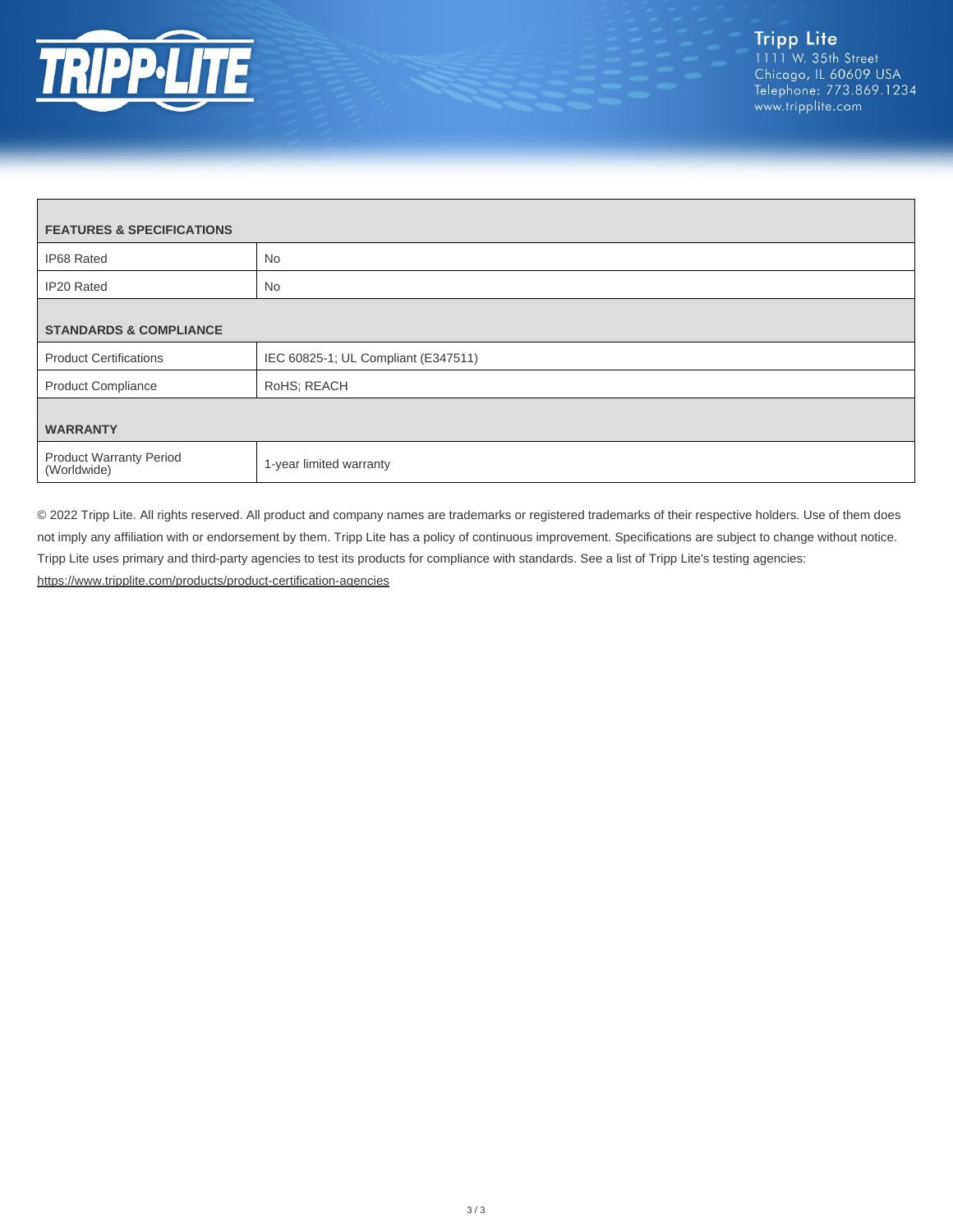| | |
|---|---|
| **FEATURES & SPECIFICATIONS** | |
| IP68 Rated | No |
| IP20 Rated | No |
| **STANDARDS & COMPLIANCE** | |
| Product Certifications | IEC 60825-1; UL Compliant (E347511) |
| Product Compliance | RoHS; REACH |
| **WARRANTY** | |
| Product Warranty Period (Worldwide) | 1-year limited warranty |

© 2022 Tripp Lite. All rights reserved. All product and company names are trademarks or registered trademarks of their respective holders. Use of them does not imply any affiliation with or endorsement by them. Tripp Lite has a policy of continuous improvement. Specifications are subject to change without notice. Tripp Lite uses primary and third-party agencies to test its products for compliance with standards. See a list of Tripp Lite's testing agencies: https://www.tripplite.com/products/product-certification-agencies